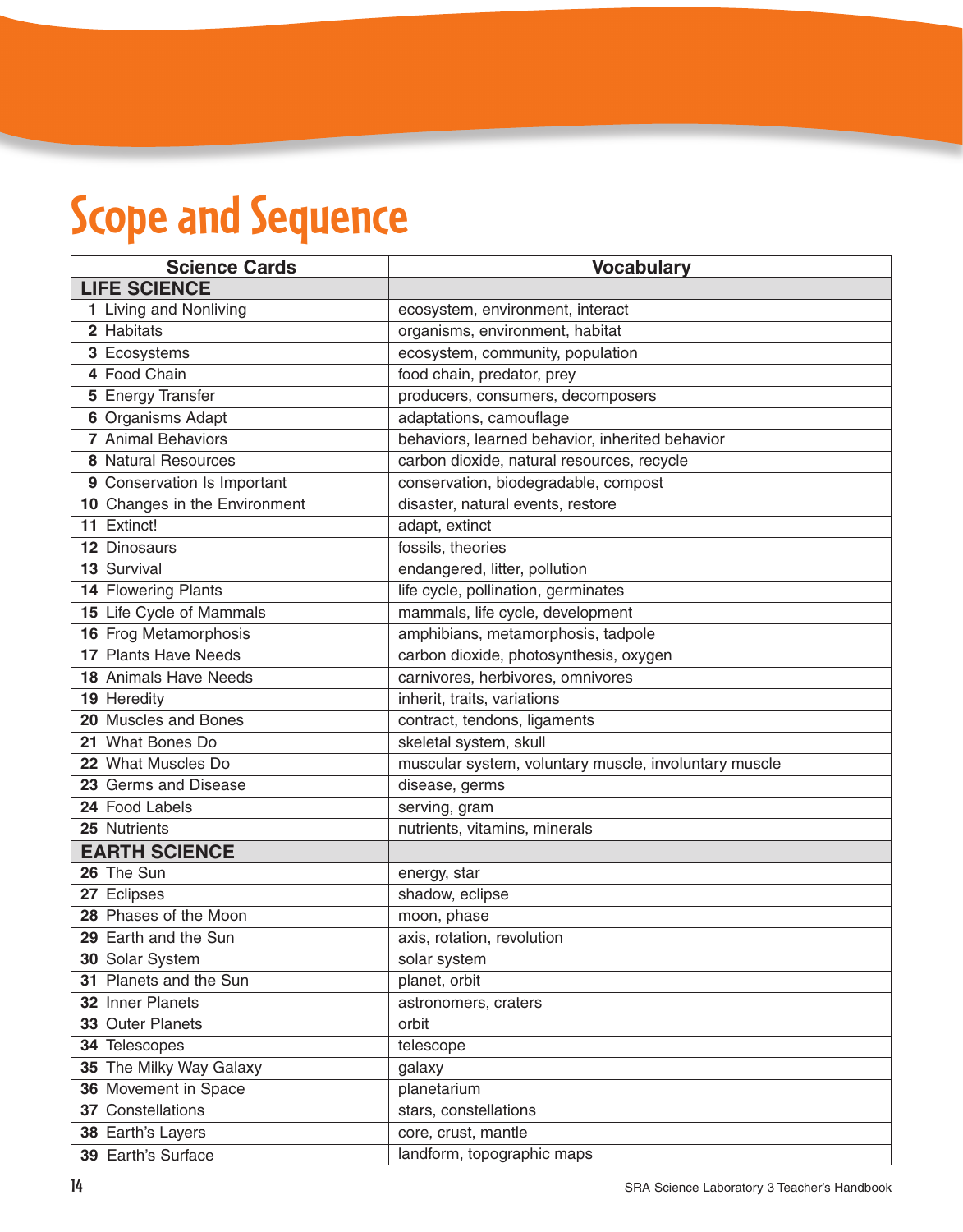# Scope and Sequence

| Science Cards | Vocabulary |
|---|---|
| **LIFE SCIENCE** | |
| **1** Living and Nonliving | ecosystem, environment, interact |
| **2** Habitats | organisms, environment, habitat |
| **3** Ecosystems | ecosystem, community, population |
| **4** Food Chain | food chain, predator, prey |
| **5** Energy Transfer | producers, consumers, decomposers |
| **6** Organisms Adapt | adaptations, camouflage |
| **7** Animal Behaviors | behaviors, learned behavior, inherited behavior |
| **8** Natural Resources | carbon dioxide, natural resources, recycle |
| **9** Conservation Is Important | conservation, biodegradable, compost |
| **10** Changes in the Environment | disaster, natural events, restore |
| **11** Extinct! | adapt, extinct |
| **12** Dinosaurs | fossils, theories |
| **13** Survival | endangered, litter, pollution |
| **14** Flowering Plants | life cycle, pollination, germinates |
| **15** Life Cycle of Mammals | mammals, life cycle, development |
| **16** Frog Metamorphosis | amphibians, metamorphosis, tadpole |
| **17** Plants Have Needs | carbon dioxide, photosynthesis, oxygen |
| **18** Animals Have Needs | carnivores, herbivores, omnivores |
| **19** Heredity | inherit, traits, variations |
| **20** Muscles and Bones | contract, tendons, ligaments |
| **21** What Bones Do | skeletal system, skull |
| **22** What Muscles Do | muscular system, voluntary muscle, involuntary muscle |
| **23** Germs and Disease | disease, germs |
| **24** Food Labels | serving, gram |
| **25** Nutrients | nutrients, vitamins, minerals |
| **EARTH SCIENCE** | |
| **26** The Sun | energy, star |
| **27** Eclipses | shadow, eclipse |
| **28** Phases of the Moon | moon, phase |
| **29** Earth and the Sun | axis, rotation, revolution |
| **30** Solar System | solar system |
| **31** Planets and the Sun | planet, orbit |
| **32** Inner Planets | astronomers, craters |
| **33** Outer Planets | orbit |
| **34** Telescopes | telescope |
| **35** The Milky Way Galaxy | galaxy |
| **36** Movement in Space | planetarium |
| **37** Constellations | stars, constellations |
| **38** Earth's Layers | core, crust, mantle |
| **39** Earth's Surface | landform, topographic maps |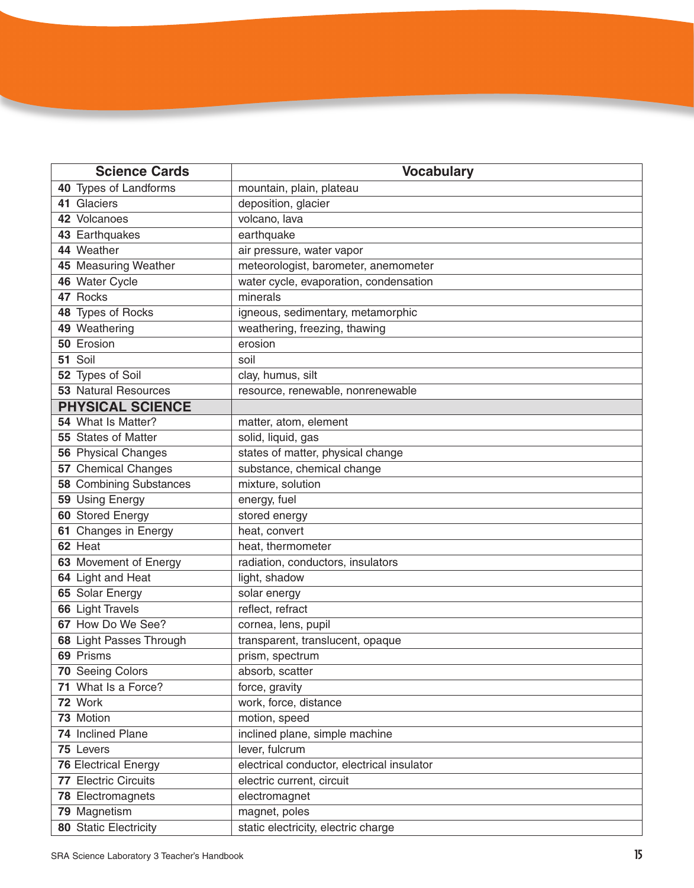| Science Cards | Vocabulary |
|---|---|
| **40** Types of Landforms | mountain, plain, plateau |
| **41** Glaciers | deposition, glacier |
| **42** Volcanoes | volcano, lava |
| **43** Earthquakes | earthquake |
| **44** Weather | air pressure, water vapor |
| **45** Measuring Weather | meteorologist, barometer, anemometer |
| **46** Water Cycle | water cycle, evaporation, condensation |
| **47** Rocks | minerals |
| **48** Types of Rocks | igneous, sedimentary, metamorphic |
| **49** Weathering | weathering, freezing, thawing |
| **50** Erosion | erosion |
| **51** Soil | soil |
| **52** Types of Soil | clay, humus, silt |
| **53** Natural Resources | resource, renewable, nonrenewable |
| **PHYSICAL SCIENCE** | |
| **54** What Is Matter? | matter, atom, element |
| **55** States of Matter | solid, liquid, gas |
| **56** Physical Changes | states of matter, physical change |
| **57** Chemical Changes | substance, chemical change |
| **58** Combining Substances | mixture, solution |
| **59** Using Energy | energy, fuel |
| **60** Stored Energy | stored energy |
| **61** Changes in Energy | heat, convert |
| **62** Heat | heat, thermometer |
| **63** Movement of Energy | radiation, conductors, insulators |
| **64** Light and Heat | light, shadow |
| **65** Solar Energy | solar energy |
| **66** Light Travels | reflect, refract |
| **67** How Do We See? | cornea, lens, pupil |
| **68** Light Passes Through | transparent, translucent, opaque |
| **69** Prisms | prism, spectrum |
| **70** Seeing Colors | absorb, scatter |
| **71** What Is a Force? | force, gravity |
| **72** Work | work, force, distance |
| **73** Motion | motion, speed |
| **74** Inclined Plane | inclined plane, simple machine |
| **75** Levers | lever, fulcrum |
| **76** Electrical Energy | electrical conductor, electrical insulator |
| **77** Electric Circuits | electric current, circuit |
| **78** Electromagnets | electromagnet |
| **79** Magnetism | magnet, poles |
| **80** Static Electricity | static electricity, electric charge |